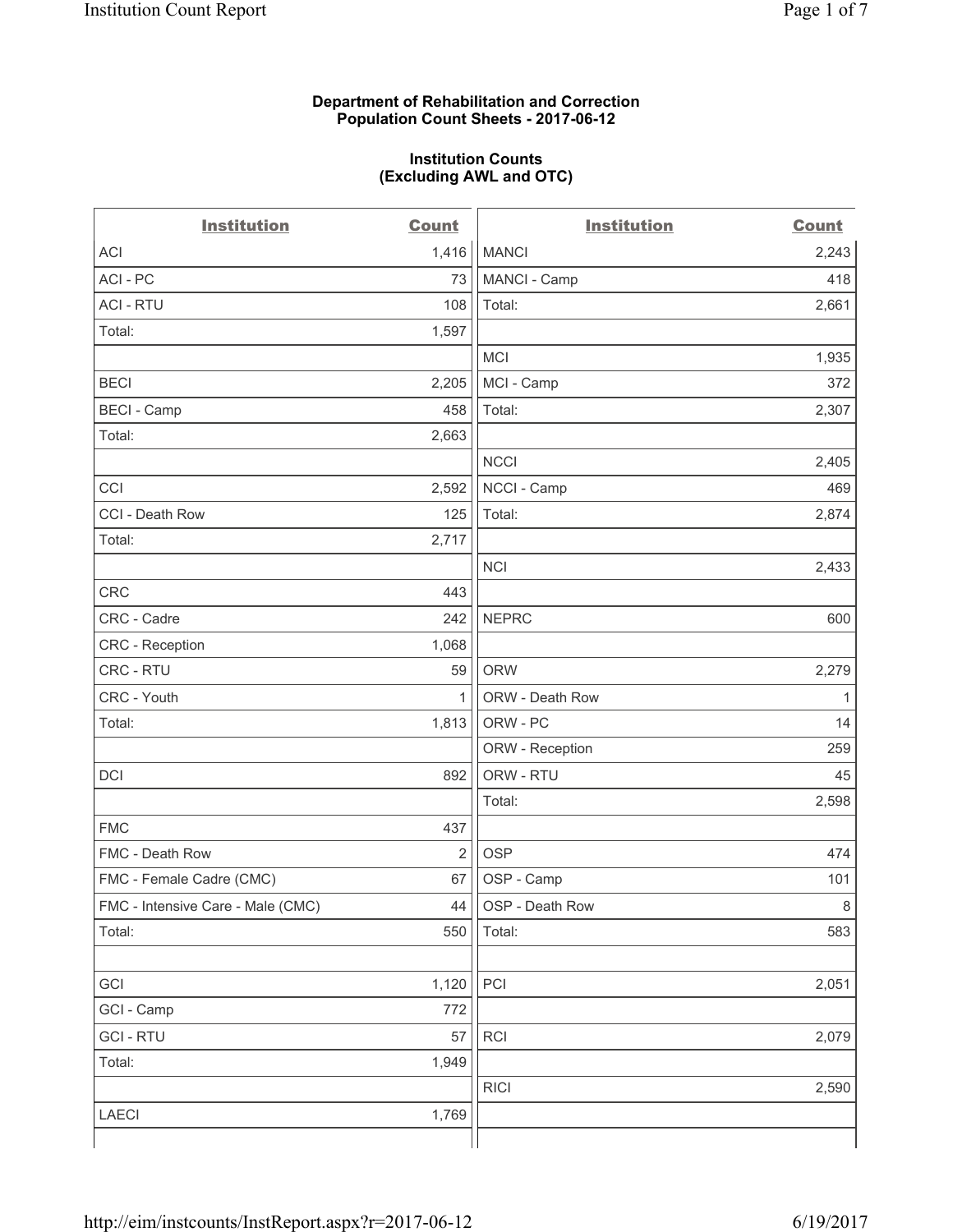**Department of Rehabilitation and Correction**
**Population Count Sheets - 2017-06-12**

**Institution Counts**
**(Excluding AWL and OTC)**

| Institution | Count | Institution | Count |
|---|---|---|---|
| ACI | 1,416 | MANCI | 2,243 |
| ACI - PC | 73 | MANCI - Camp | 418 |
| ACI - RTU | 108 | Total: | 2,661 |
| Total: | 1,597 | | |
| | | MCI | 1,935 |
| BECI | 2,205 | MCI - Camp | 372 |
| BECI - Camp | 458 | Total: | 2,307 |
| Total: | 2,663 | | |
| | | NCCI | 2,405 |
| CCI | 2,592 | NCCI - Camp | 469 |
| CCI - Death Row | 125 | Total: | 2,874 |
| Total: | 2,717 | | |
| | | NCI | 2,433 |
| CRC | 443 | | |
| CRC - Cadre | 242 | NEPRC | 600 |
| CRC - Reception | 1,068 | | |
| CRC - RTU | 59 | ORW | 2,279 |
| CRC - Youth | 1 | ORW - Death Row | 1 |
| Total: | 1,813 | ORW - PC | 14 |
| | | ORW - Reception | 259 |
| DCI | 892 | ORW - RTU | 45 |
| | | Total: | 2,598 |
| FMC | 437 | | |
| FMC - Death Row | 2 | OSP | 474 |
| FMC - Female Cadre (CMC) | 67 | OSP - Camp | 101 |
| FMC - Intensive Care - Male (CMC) | 44 | OSP - Death Row | 8 |
| Total: | 550 | Total: | 583 |
| | | | |
| GCI | 1,120 | PCI | 2,051 |
| GCI - Camp | 772 | | |
| GCI - RTU | 57 | RCI | 2,079 |
| Total: | 1,949 | | |
| | | RICI | 2,590 |
| LAECI | 1,769 | | |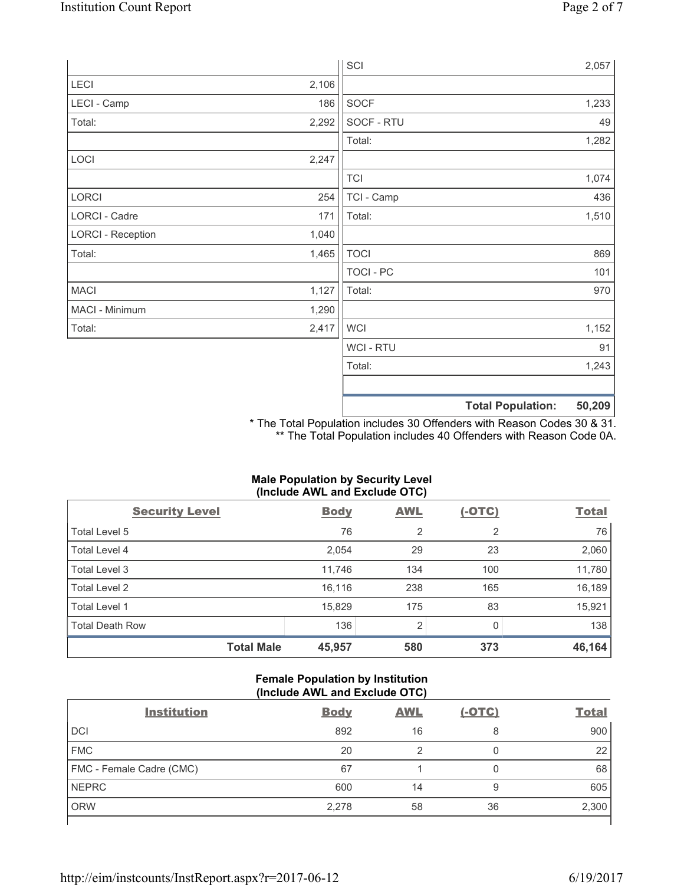| | | | |
|---|---|---|---|
| | | SCI | 2,057 |
| LECI | 2,106 | | |
| LECI - Camp | 186 | SOCF | 1,233 |
| Total: | 2,292 | SOCF - RTU | 49 |
| | | Total: | 1,282 |
| LOCI | 2,247 | | |
| | | TCI | 1,074 |
| LORCI | 254 | TCI - Camp | 436 |
| LORCI - Cadre | 171 | Total: | 1,510 |
| LORCI - Reception | 1,040 | | |
| Total: | 1,465 | TOCI | 869 |
| | | TOCI - PC | 101 |
| MACI | 1,127 | Total: | 970 |
| MACI - Minimum | 1,290 | | |
| Total: | 2,417 | WCI | 1,152 |
| | | WCI - RTU | 91 |
| | | Total: | 1,243 |
| | | | |
| | | **Total Population:** | **50,209** |

* The Total Population includes 30 Offenders with Reason Codes 30 & 31.
** The Total Population includes 40 Offenders with Reason Code 0A.

**Male Population by Security Level (Include AWL and Exclude OTC)**

| Security Level | Body | AWL | (-OTC) | Total |
|---|---|---|---|---|
| Total Level 5 | 76 | 2 | 2 | 76 |
| Total Level 4 | 2,054 | 29 | 23 | 2,060 |
| Total Level 3 | 11,746 | 134 | 100 | 11,780 |
| Total Level 2 | 16,116 | 238 | 165 | 16,189 |
| Total Level 1 | 15,829 | 175 | 83 | 15,921 |
| Total Death Row | 136 | 2 | 0 | 138 |
| **Total Male** | **45,957** | **580** | **373** | **46,164** |

**Female Population by Institution (Include AWL and Exclude OTC)**

| Institution | Body | AWL | (-OTC) | Total |
|---|---|---|---|---|
| DCI | 892 | 16 | 8 | 900 |
| FMC | 20 | 2 | 0 | 22 |
| FMC - Female Cadre (CMC) | 67 | 1 | 0 | 68 |
| NEPRC | 600 | 14 | 9 | 605 |
| ORW | 2,278 | 58 | 36 | 2,300 |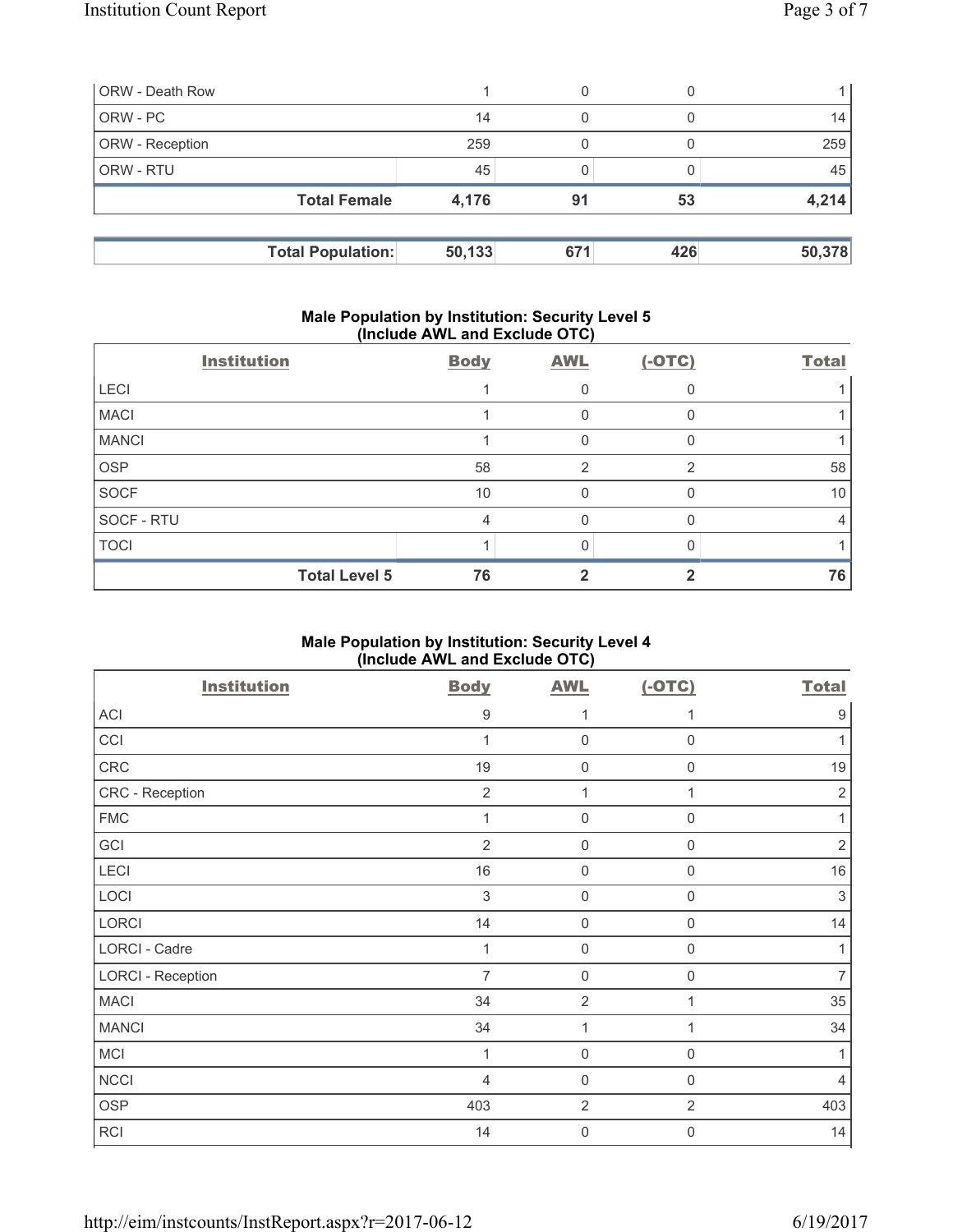| | | | | |
|---|---|---|---|---|
| ORW - Death Row | 1 | 0 | 0 | 1 |
| ORW - PC | 14 | 0 | 0 | 14 |
| ORW - Reception | 259 | 0 | 0 | 259 |
| ORW - RTU | 45 | 0 | 0 | 45 |
| **Total Female** | **4,176** | **91** | **53** | **4,214** |

| | | | | |
|---|---|---|---|---|
| **Total Population:** | **50,133** | **671** | **426** | **50,378** |

## Male Population by Institution: Security Level 5 (Include AWL and Exclude OTC)

| Institution | Body | AWL | (-OTC) | Total |
|---|---|---|---|---|
| LECI | 1 | 0 | 0 | 1 |
| MACI | 1 | 0 | 0 | 1 |
| MANCI | 1 | 0 | 0 | 1 |
| OSP | 58 | 2 | 2 | 58 |
| SOCF | 10 | 0 | 0 | 10 |
| SOCF - RTU | 4 | 0 | 0 | 4 |
| TOCI | 1 | 0 | 0 | 1 |
| **Total Level 5** | **76** | **2** | **2** | **76** |

## Male Population by Institution: Security Level 4 (Include AWL and Exclude OTC)

| Institution | Body | AWL | (-OTC) | Total |
|---|---|---|---|---|
| ACI | 9 | 1 | 1 | 9 |
| CCI | 1 | 0 | 0 | 1 |
| CRC | 19 | 0 | 0 | 19 |
| CRC - Reception | 2 | 1 | 1 | 2 |
| FMC | 1 | 0 | 0 | 1 |
| GCI | 2 | 0 | 0 | 2 |
| LECI | 16 | 0 | 0 | 16 |
| LOCI | 3 | 0 | 0 | 3 |
| LORCI | 14 | 0 | 0 | 14 |
| LORCI - Cadre | 1 | 0 | 0 | 1 |
| LORCI - Reception | 7 | 0 | 0 | 7 |
| MACI | 34 | 2 | 1 | 35 |
| MANCI | 34 | 1 | 1 | 34 |
| MCI | 1 | 0 | 0 | 1 |
| NCCI | 4 | 0 | 0 | 4 |
| OSP | 403 | 2 | 2 | 403 |
| RCI | 14 | 0 | 0 | 14 |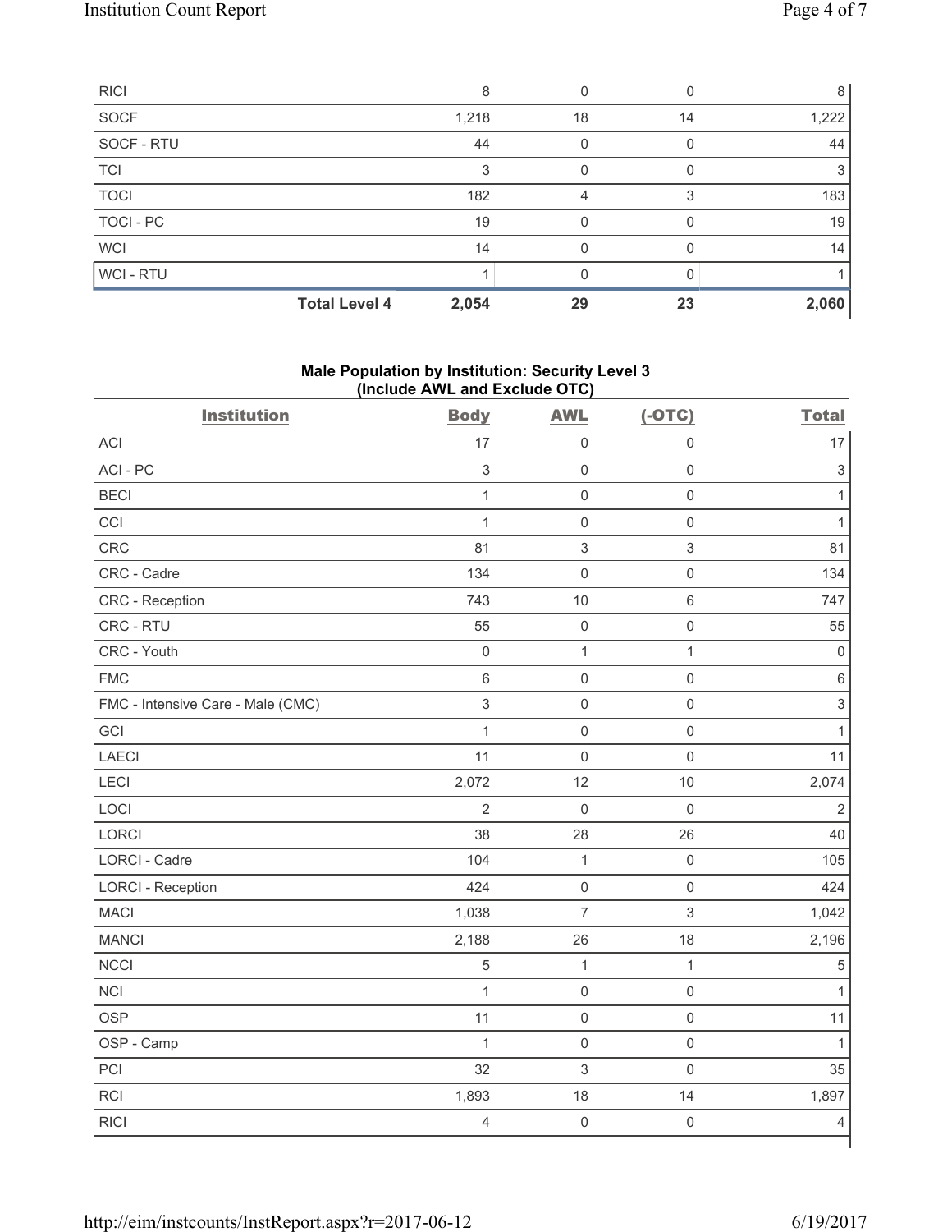| | Body | AWL | (-OTC) | Total |
|---|---|---|---|---|
| RICI | 8 | 0 | 0 | 8 |
| SOCF | 1,218 | 18 | 14 | 1,222 |
| SOCF - RTU | 44 | 0 | 0 | 44 |
| TCI | 3 | 0 | 0 | 3 |
| TOCI | 182 | 4 | 3 | 183 |
| TOCI - PC | 19 | 0 | 0 | 19 |
| WCI | 14 | 0 | 0 | 14 |
| WCI - RTU | 1 | 0 | 0 | 1 |
| **Total Level 4** | **2,054** | **29** | **23** | **2,060** |

### Male Population by Institution: Security Level 3 (Include AWL and Exclude OTC)

| Institution | Body | AWL | (-OTC) | Total |
|---|---|---|---|---|
| ACI | 17 | 0 | 0 | 17 |
| ACI - PC | 3 | 0 | 0 | 3 |
| BECI | 1 | 0 | 0 | 1 |
| CCI | 1 | 0 | 0 | 1 |
| CRC | 81 | 3 | 3 | 81 |
| CRC - Cadre | 134 | 0 | 0 | 134 |
| CRC - Reception | 743 | 10 | 6 | 747 |
| CRC - RTU | 55 | 0 | 0 | 55 |
| CRC - Youth | 0 | 1 | 1 | 0 |
| FMC | 6 | 0 | 0 | 6 |
| FMC - Intensive Care - Male (CMC) | 3 | 0 | 0 | 3 |
| GCI | 1 | 0 | 0 | 1 |
| LAECI | 11 | 0 | 0 | 11 |
| LECI | 2,072 | 12 | 10 | 2,074 |
| LOCI | 2 | 0 | 0 | 2 |
| LORCI | 38 | 28 | 26 | 40 |
| LORCI - Cadre | 104 | 1 | 0 | 105 |
| LORCI - Reception | 424 | 0 | 0 | 424 |
| MACI | 1,038 | 7 | 3 | 1,042 |
| MANCI | 2,188 | 26 | 18 | 2,196 |
| NCCI | 5 | 1 | 1 | 5 |
| NCI | 1 | 0 | 0 | 1 |
| OSP | 11 | 0 | 0 | 11 |
| OSP - Camp | 1 | 0 | 0 | 1 |
| PCI | 32 | 3 | 0 | 35 |
| RCI | 1,893 | 18 | 14 | 1,897 |
| RICI | 4 | 0 | 0 | 4 |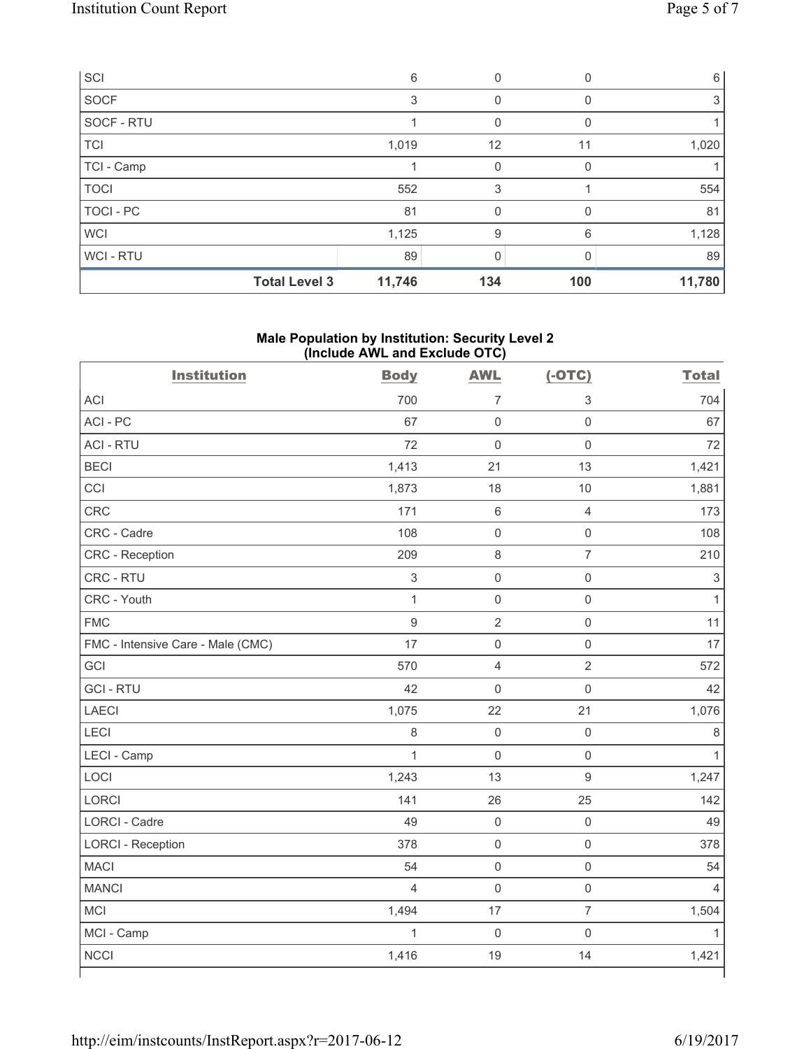| | | | | |
|---|---|---|---|---|
| SCI | 6 | 0 | 0 | 6 |
| SOCF | 3 | 0 | 0 | 3 |
| SOCF - RTU | 1 | 0 | 0 | 1 |
| TCI | 1,019 | 12 | 11 | 1,020 |
| TCI - Camp | 1 | 0 | 0 | 1 |
| TOCI | 552 | 3 | 1 | 554 |
| TOCI - PC | 81 | 0 | 0 | 81 |
| WCI | 1,125 | 9 | 6 | 1,128 |
| WCI - RTU | 89 | 0 | 0 | 89 |
| **Total Level 3** | **11,746** | **134** | **100** | **11,780** |

## Male Population by Institution: Security Level 2 (Include AWL and Exclude OTC)

| Institution | Body | AWL | (-OTC) | Total |
|---|---|---|---|---|
| ACI | 700 | 7 | 3 | 704 |
| ACI - PC | 67 | 0 | 0 | 67 |
| ACI - RTU | 72 | 0 | 0 | 72 |
| BECI | 1,413 | 21 | 13 | 1,421 |
| CCI | 1,873 | 18 | 10 | 1,881 |
| CRC | 171 | 6 | 4 | 173 |
| CRC - Cadre | 108 | 0 | 0 | 108 |
| CRC - Reception | 209 | 8 | 7 | 210 |
| CRC - RTU | 3 | 0 | 0 | 3 |
| CRC - Youth | 1 | 0 | 0 | 1 |
| FMC | 9 | 2 | 0 | 11 |
| FMC - Intensive Care - Male (CMC) | 17 | 0 | 0 | 17 |
| GCI | 570 | 4 | 2 | 572 |
| GCI - RTU | 42 | 0 | 0 | 42 |
| LAECI | 1,075 | 22 | 21 | 1,076 |
| LECI | 8 | 0 | 0 | 8 |
| LECI - Camp | 1 | 0 | 0 | 1 |
| LOCI | 1,243 | 13 | 9 | 1,247 |
| LORCI | 141 | 26 | 25 | 142 |
| LORCI - Cadre | 49 | 0 | 0 | 49 |
| LORCI - Reception | 378 | 0 | 0 | 378 |
| MACI | 54 | 0 | 0 | 54 |
| MANCI | 4 | 0 | 0 | 4 |
| MCI | 1,494 | 17 | 7 | 1,504 |
| MCI - Camp | 1 | 0 | 0 | 1 |
| NCCI | 1,416 | 19 | 14 | 1,421 |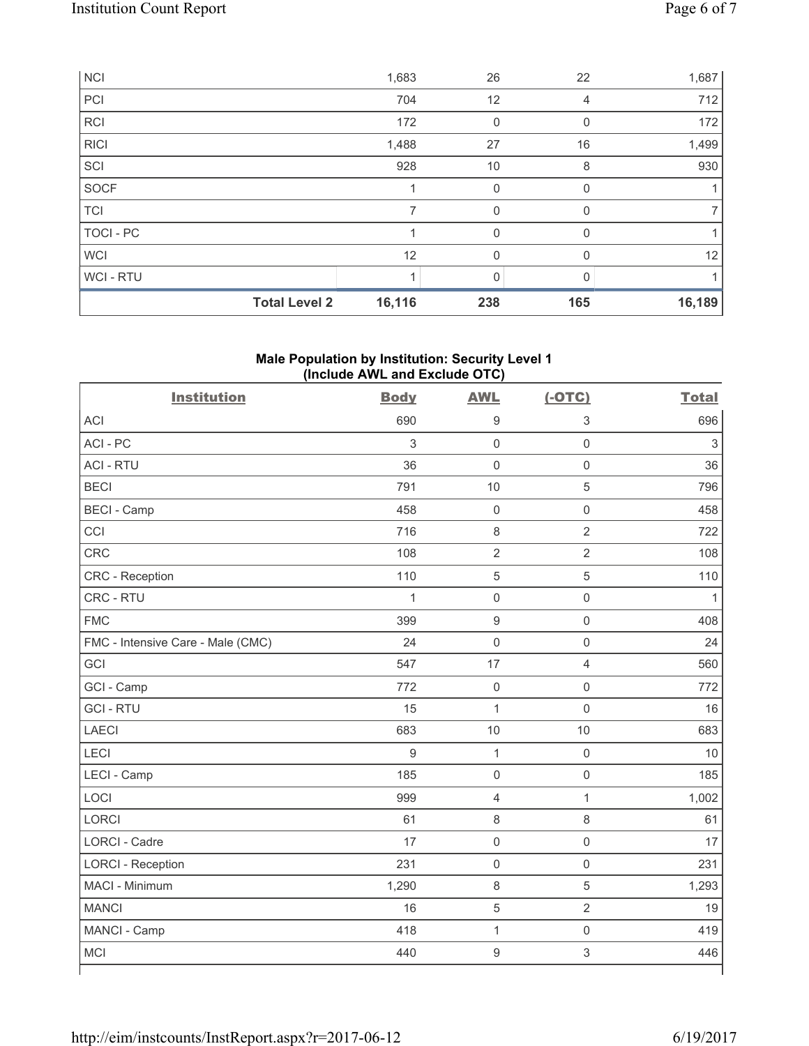| | Body | AWL | (-OTC) | Total |
|---|---|---|---|---|
| NCI | 1,683 | 26 | 22 | 1,687 |
| PCI | 704 | 12 | 4 | 712 |
| RCI | 172 | 0 | 0 | 172 |
| RICI | 1,488 | 27 | 16 | 1,499 |
| SCI | 928 | 10 | 8 | 930 |
| SOCF | 1 | 0 | 0 | 1 |
| TCI | 7 | 0 | 0 | 7 |
| TOCI - PC | 1 | 0 | 0 | 1 |
| WCI | 12 | 0 | 0 | 12 |
| WCI - RTU | 1 | 0 | 0 | 1 |
| **Total Level 2** | **16,116** | **238** | **165** | **16,189** |

### Male Population by Institution: Security Level 1 (Include AWL and Exclude OTC)

| Institution | Body | AWL | (-OTC) | Total |
|---|---|---|---|---|
| ACI | 690 | 9 | 3 | 696 |
| ACI - PC | 3 | 0 | 0 | 3 |
| ACI - RTU | 36 | 0 | 0 | 36 |
| BECI | 791 | 10 | 5 | 796 |
| BECI - Camp | 458 | 0 | 0 | 458 |
| CCI | 716 | 8 | 2 | 722 |
| CRC | 108 | 2 | 2 | 108 |
| CRC - Reception | 110 | 5 | 5 | 110 |
| CRC - RTU | 1 | 0 | 0 | 1 |
| FMC | 399 | 9 | 0 | 408 |
| FMC - Intensive Care - Male (CMC) | 24 | 0 | 0 | 24 |
| GCI | 547 | 17 | 4 | 560 |
| GCI - Camp | 772 | 0 | 0 | 772 |
| GCI - RTU | 15 | 1 | 0 | 16 |
| LAECI | 683 | 10 | 10 | 683 |
| LECI | 9 | 1 | 0 | 10 |
| LECI - Camp | 185 | 0 | 0 | 185 |
| LOCI | 999 | 4 | 1 | 1,002 |
| LORCI | 61 | 8 | 8 | 61 |
| LORCI - Cadre | 17 | 0 | 0 | 17 |
| LORCI - Reception | 231 | 0 | 0 | 231 |
| MACI - Minimum | 1,290 | 8 | 5 | 1,293 |
| MANCI | 16 | 5 | 2 | 19 |
| MANCI - Camp | 418 | 1 | 0 | 419 |
| MCI | 440 | 9 | 3 | 446 |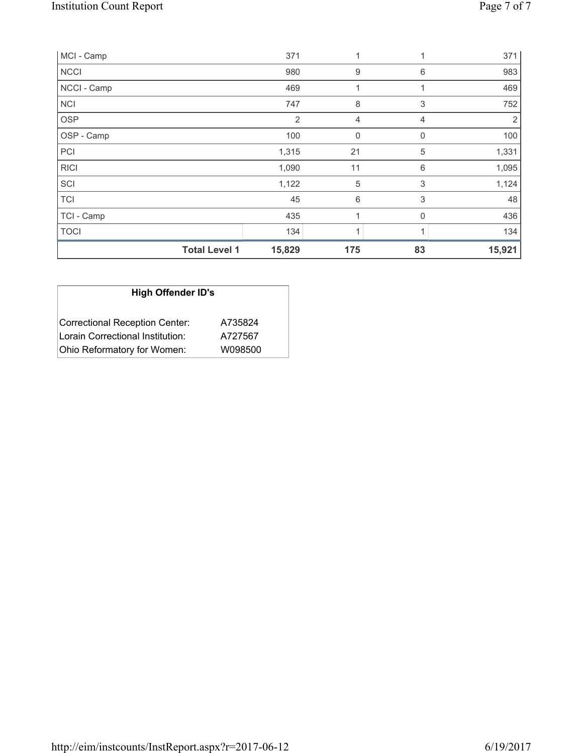| | | | | |
|---|---|---|---|---|
| MCI - Camp | 371 | 1 | 1 | 371 |
| NCCI | 980 | 9 | 6 | 983 |
| NCCI - Camp | 469 | 1 | 1 | 469 |
| NCI | 747 | 8 | 3 | 752 |
| OSP | 2 | 4 | 4 | 2 |
| OSP - Camp | 100 | 0 | 0 | 100 |
| PCI | 1,315 | 21 | 5 | 1,331 |
| RICI | 1,090 | 11 | 6 | 1,095 |
| SCI | 1,122 | 5 | 3 | 1,124 |
| TCI | 45 | 6 | 3 | 48 |
| TCI - Camp | 435 | 1 | 0 | 436 |
| TOCI | 134 | 1 | 1 | 134 |
| **Total Level 1** | **15,829** | **175** | **83** | **15,921** |

| **High Offender ID's** | |
|---|---|
| Correctional Reception Center: | A735824 |
| Lorain Correctional Institution: | A727567 |
| Ohio Reformatory for Women: | W098500 |